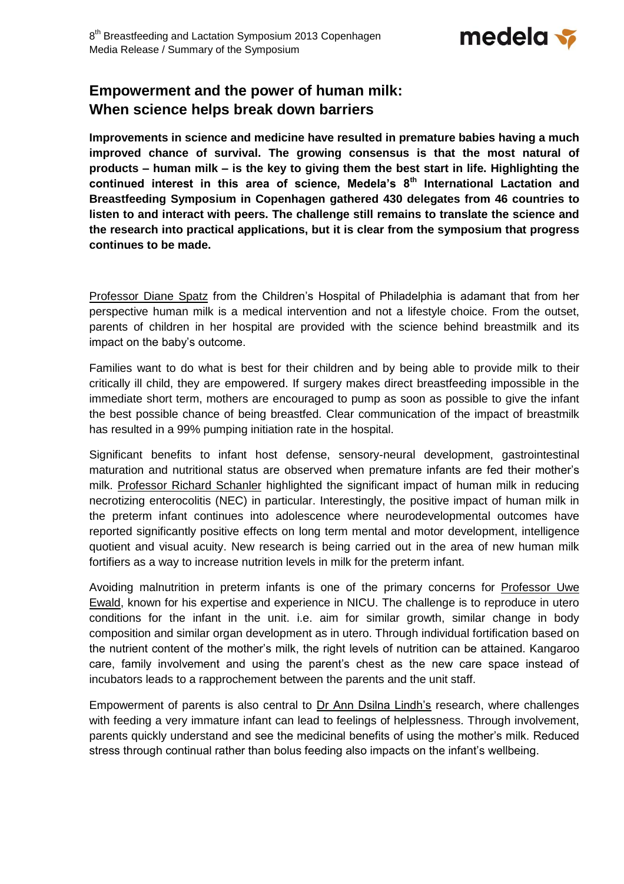# Empowerment and the power of human milk: When science helps break down barriers

**Improvements in science and medicine have resulted in premature babies having a much improved chance of survival. The growing consensus is that the most natural of products – human milk – is the key to giving them the best start in life. Highlighting the continued interest in this area of science, Medela's 8th International Lactation and Breastfeeding Symposium in Copenhagen gathered 430 delegates from 46 countries to listen to and interact with peers. The challenge still remains to translate the science and the research into practical applications, but it is clear from the symposium that progress continues to be made.**

Professor Diane Spatz from the Children's Hospital of Philadelphia is adamant that from her perspective human milk is a medical intervention and not a lifestyle choice. From the outset, parents of children in her hospital are provided with the science behind breastmilk and its impact on the baby's outcome.

Families want to do what is best for their children and by being able to provide milk to their critically ill child, they are empowered. If surgery makes direct breastfeeding impossible in the immediate short term, mothers are encouraged to pump as soon as possible to give the infant the best possible chance of being breastfed. Clear communication of the impact of breastmilk has resulted in a 99% pumping initiation rate in the hospital.

Significant benefits to infant host defense, sensory-neural development, gastrointestinal maturation and nutritional status are observed when premature infants are fed their mother's milk. Professor Richard Schanler highlighted the significant impact of human milk in reducing necrotizing enterocolitis (NEC) in particular. Interestingly, the positive impact of human milk in the preterm infant continues into adolescence where neurodevelopmental outcomes have reported significantly positive effects on long term mental and motor development, intelligence quotient and visual acuity. New research is being carried out in the area of new human milk fortifiers as a way to increase nutrition levels in milk for the preterm infant.

Avoiding malnutrition in preterm infants is one of the primary concerns for Professor Uwe Ewald, known for his expertise and experience in NICU. The challenge is to reproduce in utero conditions for the infant in the unit. i.e. aim for similar growth, similar change in body composition and similar organ development as in utero. Through individual fortification based on the nutrient content of the mother's milk, the right levels of nutrition can be attained. Kangaroo care, family involvement and using the parent's chest as the new care space instead of incubators leads to a rapprochement between the parents and the unit staff.

Empowerment of parents is also central to Dr Ann Dsilna Lindh's research, where challenges with feeding a very immature infant can lead to feelings of helplessness. Through involvement, parents quickly understand and see the medicinal benefits of using the mother's milk. Reduced stress through continual rather than bolus feeding also impacts on the infant's wellbeing.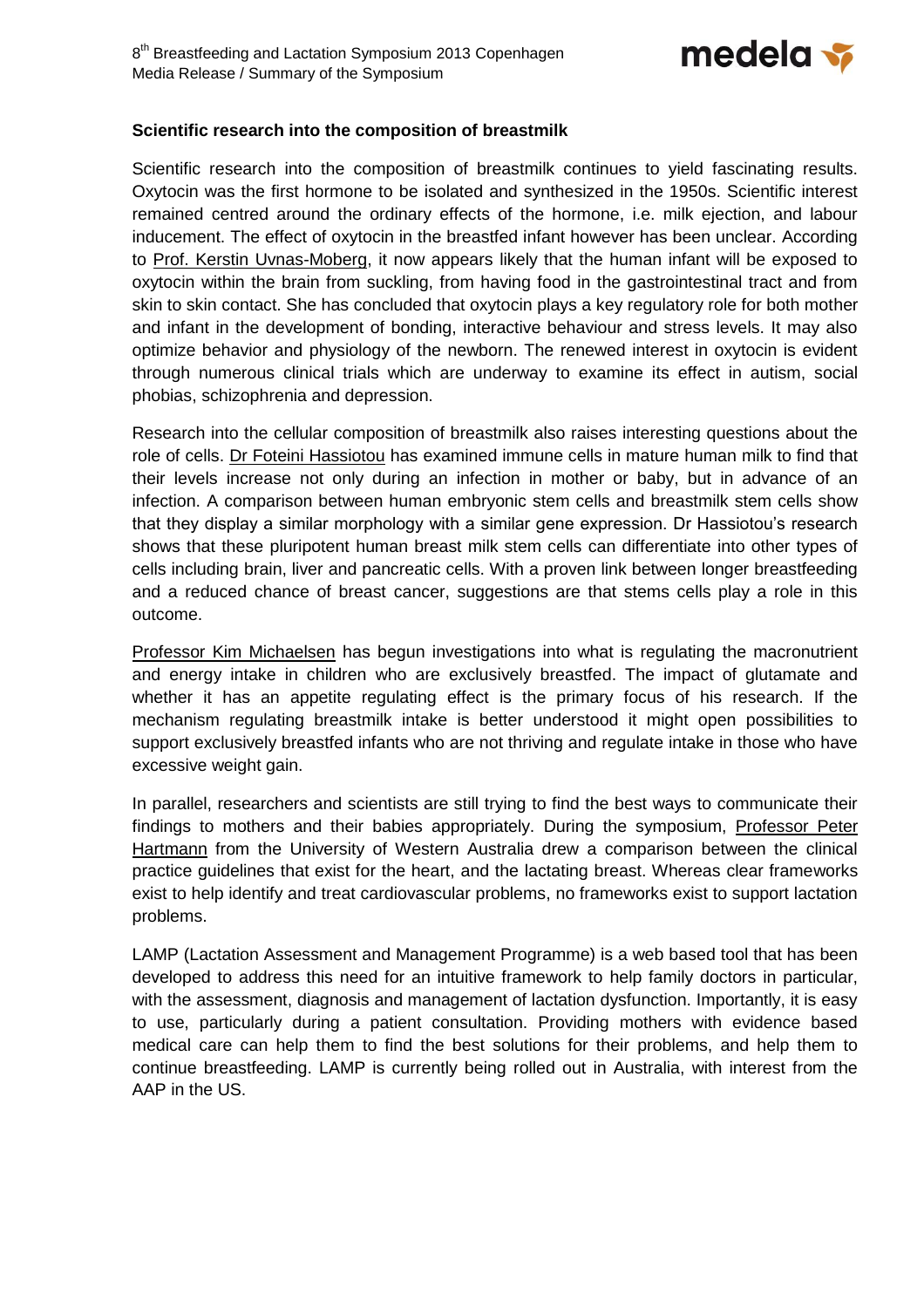**Scientific research into the composition of breastmilk**

Scientific research into the composition of breastmilk continues to yield fascinating results. Oxytocin was the first hormone to be isolated and synthesized in the 1950s. Scientific interest remained centred around the ordinary effects of the hormone, i.e. milk ejection, and labour inducement. The effect of oxytocin in the breastfed infant however has been unclear. According to Prof. Kerstin Uvnas-Moberg, it now appears likely that the human infant will be exposed to oxytocin within the brain from suckling, from having food in the gastrointestinal tract and from skin to skin contact. She has concluded that oxytocin plays a key regulatory role for both mother and infant in the development of bonding, interactive behaviour and stress levels. It may also optimize behavior and physiology of the newborn. The renewed interest in oxytocin is evident through numerous clinical trials which are underway to examine its effect in autism, social phobias, schizophrenia and depression.

Research into the cellular composition of breastmilk also raises interesting questions about the role of cells. Dr Foteini Hassiotou has examined immune cells in mature human milk to find that their levels increase not only during an infection in mother or baby, but in advance of an infection. A comparison between human embryonic stem cells and breastmilk stem cells show that they display a similar morphology with a similar gene expression. Dr Hassiotou's research shows that these pluripotent human breast milk stem cells can differentiate into other types of cells including brain, liver and pancreatic cells. With a proven link between longer breastfeeding and a reduced chance of breast cancer, suggestions are that stems cells play a role in this outcome.

Professor Kim Michaelsen has begun investigations into what is regulating the macronutrient and energy intake in children who are exclusively breastfed. The impact of glutamate and whether it has an appetite regulating effect is the primary focus of his research. If the mechanism regulating breastmilk intake is better understood it might open possibilities to support exclusively breastfed infants who are not thriving and regulate intake in those who have excessive weight gain.

In parallel, researchers and scientists are still trying to find the best ways to communicate their findings to mothers and their babies appropriately. During the symposium, Professor Peter Hartmann from the University of Western Australia drew a comparison between the clinical practice guidelines that exist for the heart, and the lactating breast. Whereas clear frameworks exist to help identify and treat cardiovascular problems, no frameworks exist to support lactation problems.

LAMP (Lactation Assessment and Management Programme) is a web based tool that has been developed to address this need for an intuitive framework to help family doctors in particular, with the assessment, diagnosis and management of lactation dysfunction. Importantly, it is easy to use, particularly during a patient consultation. Providing mothers with evidence based medical care can help them to find the best solutions for their problems, and help them to continue breastfeeding. LAMP is currently being rolled out in Australia, with interest from the AAP in the US.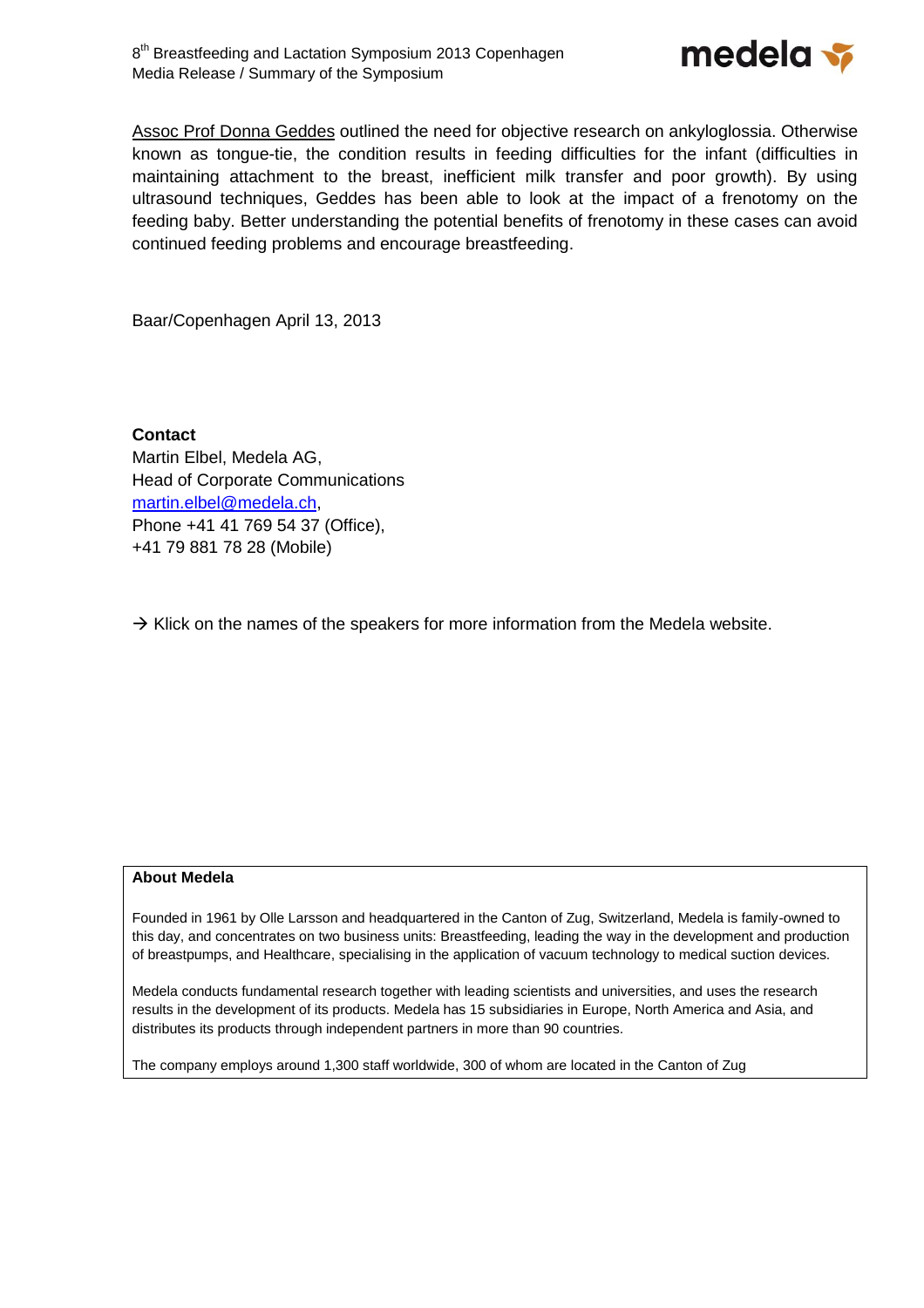Assoc Prof Donna Geddes outlined the need for objective research on ankyloglossia. Otherwise known as tongue-tie, the condition results in feeding difficulties for the infant (difficulties in maintaining attachment to the breast, inefficient milk transfer and poor growth). By using ultrasound techniques, Geddes has been able to look at the impact of a frenotomy on the feeding baby. Better understanding the potential benefits of frenotomy in these cases can avoid continued feeding problems and encourage breastfeeding.

Baar/Copenhagen April 13, 2013

**Contact**
Martin Elbel, Medela AG,
Head of Corporate Communications
martin.elbel@medela.ch,
Phone +41 41 769 54 37 (Office),
+41 79 881 78 28 (Mobile)

→ Klick on the names of the speakers for more information from the Medela website.

**About Medela**

Founded in 1961 by Olle Larsson and headquartered in the Canton of Zug, Switzerland, Medela is family-owned to this day, and concentrates on two business units: Breastfeeding, leading the way in the development and production of breastpumps, and Healthcare, specialising in the application of vacuum technology to medical suction devices.

Medela conducts fundamental research together with leading scientists and universities, and uses the research results in the development of its products. Medela has 15 subsidiaries in Europe, North America and Asia, and distributes its products through independent partners in more than 90 countries.

The company employs around 1,300 staff worldwide, 300 of whom are located in the Canton of Zug